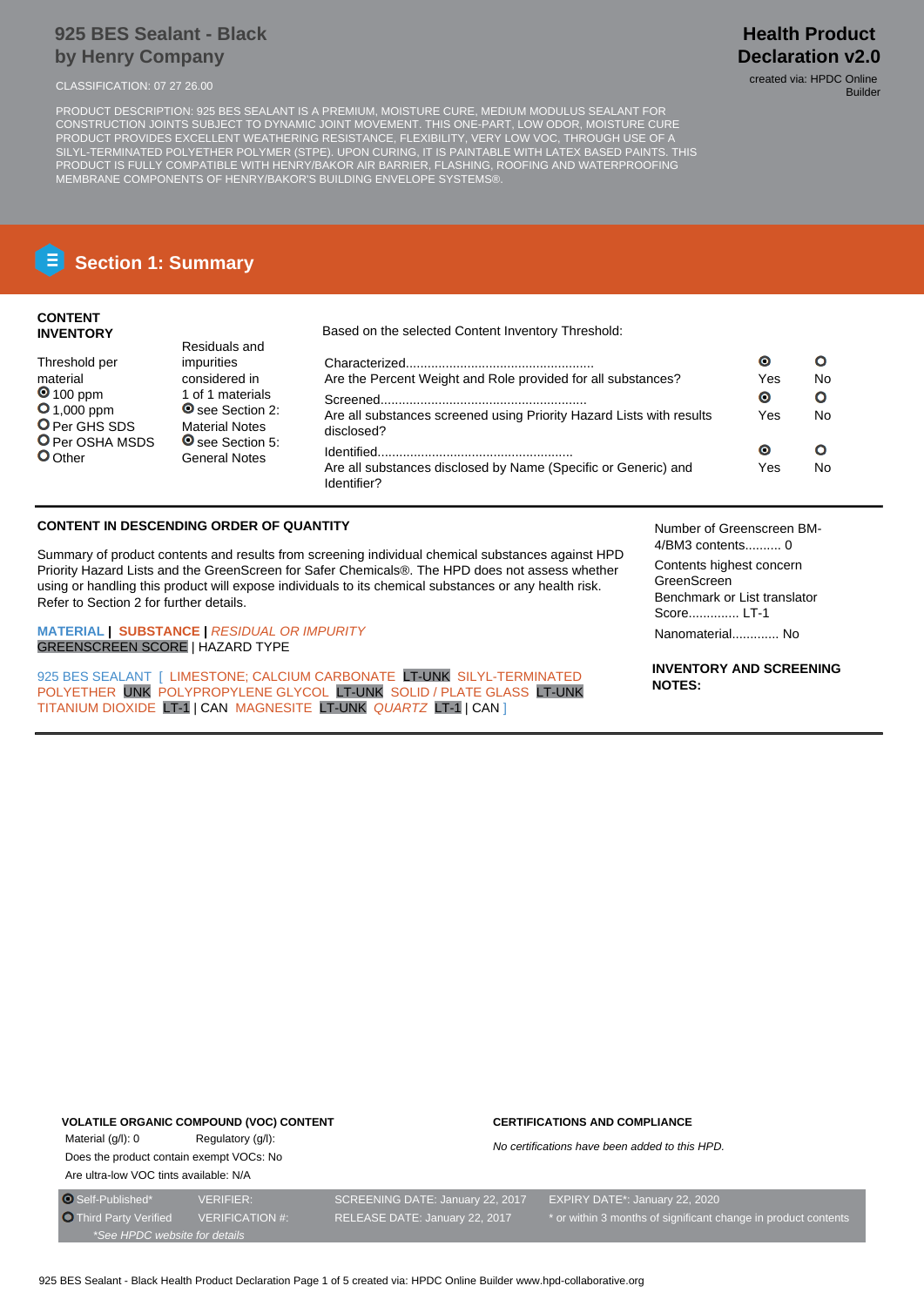# 925 BES Sealant - Black
by Henry Company

**Health Product Declaration v2.0**

created via: HPDC Online Builder

CLASSIFICATION: 07 27 26.00

PRODUCT DESCRIPTION: 925 BES SEALANT IS A PREMIUM, MOISTURE CURE, MEDIUM MODULUS SEALANT FOR CONSTRUCTION JOINTS SUBJECT TO DYNAMIC JOINT MOVEMENT. THIS ONE-PART, LOW ODOR, MOISTURE CURE PRODUCT PROVIDES EXCELLENT WEATHERING RESISTANCE, FLEXIBILITY, VERY LOW VOC, THROUGH USE OF A SILYL-TERMINATED POLYETHER POLYMER (STPE). UPON CURING, IT IS PAINTABLE WITH LATEX BASED PAINTS. THIS PRODUCT IS FULLY COMPATIBLE WITH HENRY/BAKOR AIR BARRIER, FLASHING, ROOFING AND WATERPROOFING MEMBRANE COMPONENTS OF HENRY/BAKOR'S BUILDING ENVELOPE SYSTEMS®.

## Section 1: Summary

### CONTENT INVENTORY

**Threshold per material**
- (●) 100 ppm
- ( ) 1,000 ppm
- ( ) Per GHS SDS
- ( ) Per OSHA MSDS
- ( ) Other

**Residuals and impurities considered in** 1 of 1 materials
- (●) see Section 2: Material Notes
- (●) see Section 5: General Notes

Based on the selected Content Inventory Threshold:

| | Yes | No |
|---|---|---|
| Characterized... Are the Percent Weight and Role provided for all substances? | ● | ○ |
| Screened... Are all substances screened using Priority Hazard Lists with results disclosed? | ● | ○ |
| Identified... Are all substances disclosed by Name (Specific or Generic) and Identifier? | ● | ○ |

### CONTENT IN DESCENDING ORDER OF QUANTITY

Summary of product contents and results from screening individual chemical substances against HPD Priority Hazard Lists and the GreenScreen for Safer Chemicals®. The HPD does not assess whether using or handling this product will expose individuals to its chemical substances or any health risk. Refer to Section 2 for further details.

**MATERIAL** | **SUBSTANCE** | *RESIDUAL OR IMPURITY*
GREENSCREEN SCORE | HAZARD TYPE

925 BES SEALANT [ LIMESTONE; CALCIUM CARBONATE LT-UNK SILYL-TERMINATED POLYETHER UNK POLYPROPYLENE GLYCOL LT-UNK SOLID / PLATE GLASS LT-UNK TITANIUM DIOXIDE LT-1 | CAN MAGNESITE LT-UNK *QUARTZ* LT-1 | CAN ]

Number of Greenscreen BM-4/BM3 contents.......... 0

Contents highest concern GreenScreen Benchmark or List translator Score.............. LT-1

Nanomaterial............ No

**INVENTORY AND SCREENING NOTES:**

**VOLATILE ORGANIC COMPOUND (VOC) CONTENT**

Material (g/l): 0 Regulatory (g/l):

Does the product contain exempt VOCs: No

Are ultra-low VOC tints available: N/A

**CERTIFICATIONS AND COMPLIANCE**

*No certifications have been added to this HPD.*

| | | | |
|---|---|---|---|
| (●) Self-Published* | VERIFIER: | SCREENING DATE: January 22, 2017 | EXPIRY DATE*: January 22, 2020 |
| ( ) Third Party Verified | VERIFICATION #: | RELEASE DATE: January 22, 2017 | * or within 3 months of significant change in product contents |

*See HPDC website for details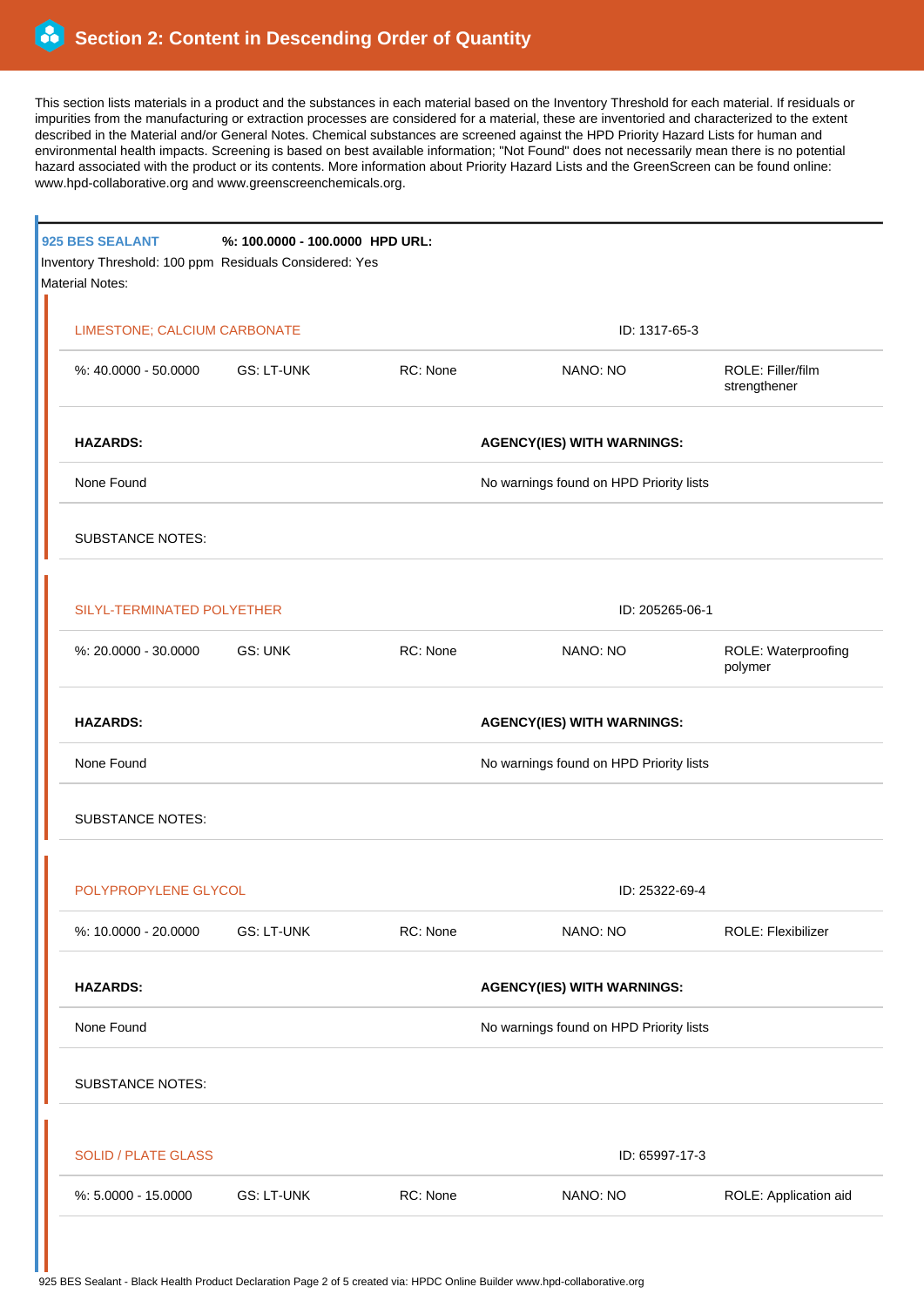## Section 2: Content in Descending Order of Quantity

This section lists materials in a product and the substances in each material based on the Inventory Threshold for each material. If residuals or impurities from the manufacturing or extraction processes are considered for a material, these are inventoried and characterized to the extent described in the Material and/or General Notes. Chemical substances are screened against the HPD Priority Hazard Lists for human and environmental health impacts. Screening is based on best available information; "Not Found" does not necessarily mean there is no potential hazard associated with the product or its contents. More information about Priority Hazard Lists and the GreenScreen can be found online: www.hpd-collaborative.org and www.greenscreenchemicals.org.

**925 BES SEALANT** **%: 100.0000 - 100.0000** **HPD URL:**

Inventory Threshold: 100 ppm Residuals Considered: Yes

Material Notes:

### LIMESTONE; CALCIUM CARBONATE

ID: 1317-65-3

| %: 40.0000 - 50.0000 | GS: LT-UNK | RC: None | NANO: NO | ROLE: Filler/film strengthener |
|---|---|---|---|---|

| HAZARDS: | AGENCY(IES) WITH WARNINGS: |
|---|---|
| None Found | No warnings found on HPD Priority lists |

SUBSTANCE NOTES:

### SILYL-TERMINATED POLYETHER

ID: 205265-06-1

| %: 20.0000 - 30.0000 | GS: UNK | RC: None | NANO: NO | ROLE: Waterproofing polymer |
|---|---|---|---|---|

| HAZARDS: | AGENCY(IES) WITH WARNINGS: |
|---|---|
| None Found | No warnings found on HPD Priority lists |

SUBSTANCE NOTES:

### POLYPROPYLENE GLYCOL

ID: 25322-69-4

| %: 10.0000 - 20.0000 | GS: LT-UNK | RC: None | NANO: NO | ROLE: Flexibilizer |
|---|---|---|---|---|

| HAZARDS: | AGENCY(IES) WITH WARNINGS: |
|---|---|
| None Found | No warnings found on HPD Priority lists |

SUBSTANCE NOTES:

### SOLID / PLATE GLASS

ID: 65997-17-3

| %: 5.0000 - 15.0000 | GS: LT-UNK | RC: None | NANO: NO | ROLE: Application aid |
|---|---|---|---|---|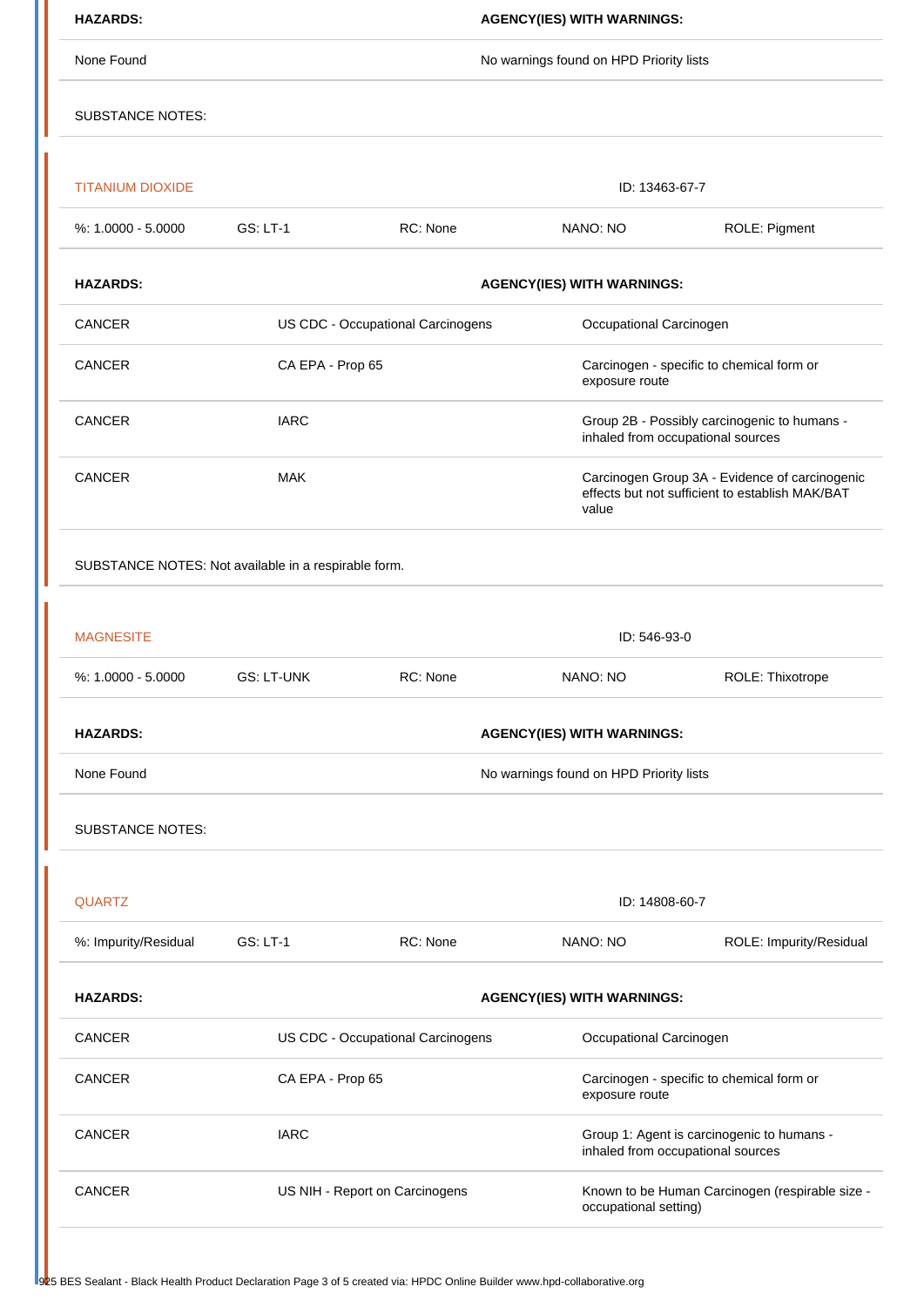| HAZARDS: | AGENCY(IES) WITH WARNINGS: |
|---|---|
| None Found | No warnings found on HPD Priority lists |

SUBSTANCE NOTES:

---

**TITANIUM DIOXIDE** ID: 13463-67-7

| %: 1.0000 - 5.0000 | GS: LT-1 | RC: None | NANO: NO | ROLE: Pigment |
|---|---|---|---|---|

| HAZARDS: | AGENCY(IES) WITH WARNINGS: | |
|---|---|---|
| CANCER | US CDC - Occupational Carcinogens | Occupational Carcinogen |
| CANCER | CA EPA - Prop 65 | Carcinogen - specific to chemical form or exposure route |
| CANCER | IARC | Group 2B - Possibly carcinogenic to humans - inhaled from occupational sources |
| CANCER | MAK | Carcinogen Group 3A - Evidence of carcinogenic effects but not sufficient to establish MAK/BAT value |

SUBSTANCE NOTES: Not available in a respirable form.

---

**MAGNESITE** ID: 546-93-0

| %: 1.0000 - 5.0000 | GS: LT-UNK | RC: None | NANO: NO | ROLE: Thixotrope |
|---|---|---|---|---|

| HAZARDS: | AGENCY(IES) WITH WARNINGS: |
|---|---|
| None Found | No warnings found on HPD Priority lists |

SUBSTANCE NOTES:

---

**QUARTZ** ID: 14808-60-7

| %: Impurity/Residual | GS: LT-1 | RC: None | NANO: NO | ROLE: Impurity/Residual |
|---|---|---|---|---|

| HAZARDS: | AGENCY(IES) WITH WARNINGS: | |
|---|---|---|
| CANCER | US CDC - Occupational Carcinogens | Occupational Carcinogen |
| CANCER | CA EPA - Prop 65 | Carcinogen - specific to chemical form or exposure route |
| CANCER | IARC | Group 1: Agent is carcinogenic to humans - inhaled from occupational sources |
| CANCER | US NIH - Report on Carcinogens | Known to be Human Carcinogen (respirable size - occupational setting) |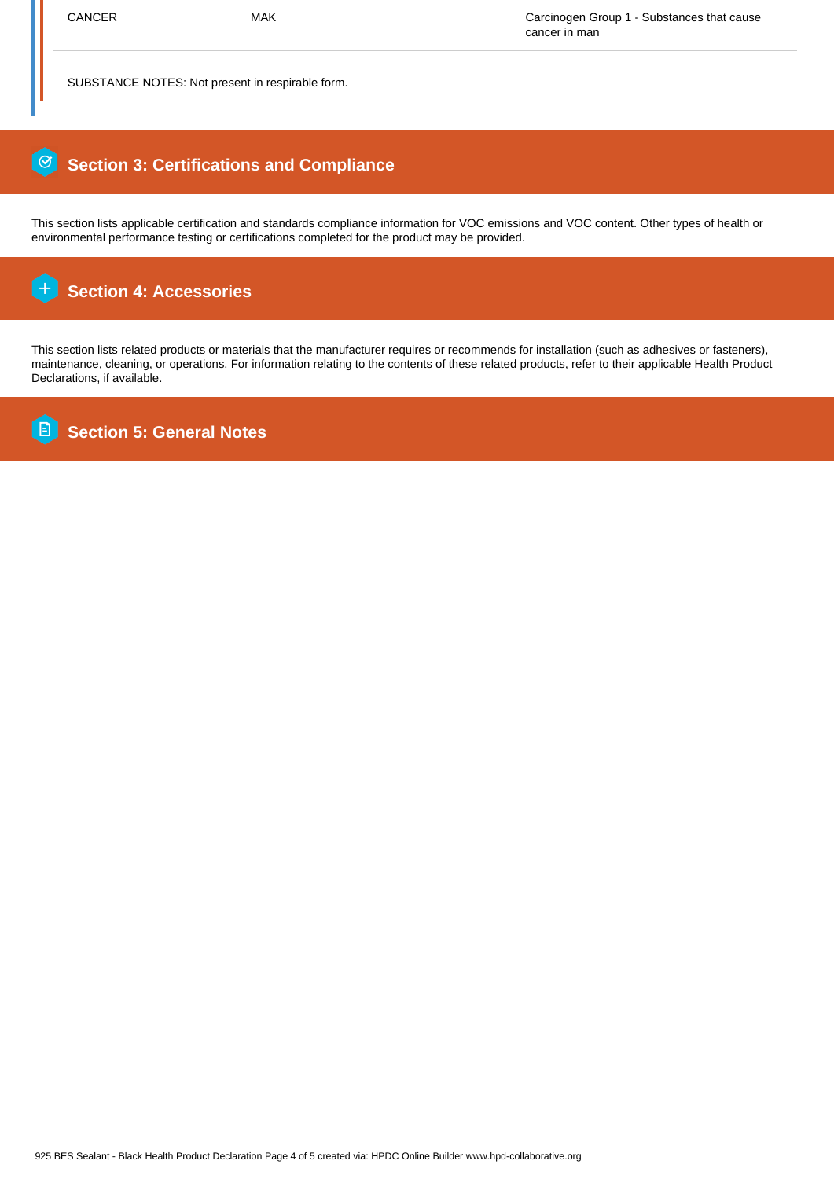| CANCER | MAK | Carcinogen Group 1 - Substances that cause cancer in man |
|---|---|---|

SUBSTANCE NOTES: Not present in respirable form.

## Section 3: Certifications and Compliance

This section lists applicable certification and standards compliance information for VOC emissions and VOC content. Other types of health or environmental performance testing or certifications completed for the product may be provided.

## Section 4: Accessories

This section lists related products or materials that the manufacturer requires or recommends for installation (such as adhesives or fasteners), maintenance, cleaning, or operations. For information relating to the contents of these related products, refer to their applicable Health Product Declarations, if available.

## Section 5: General Notes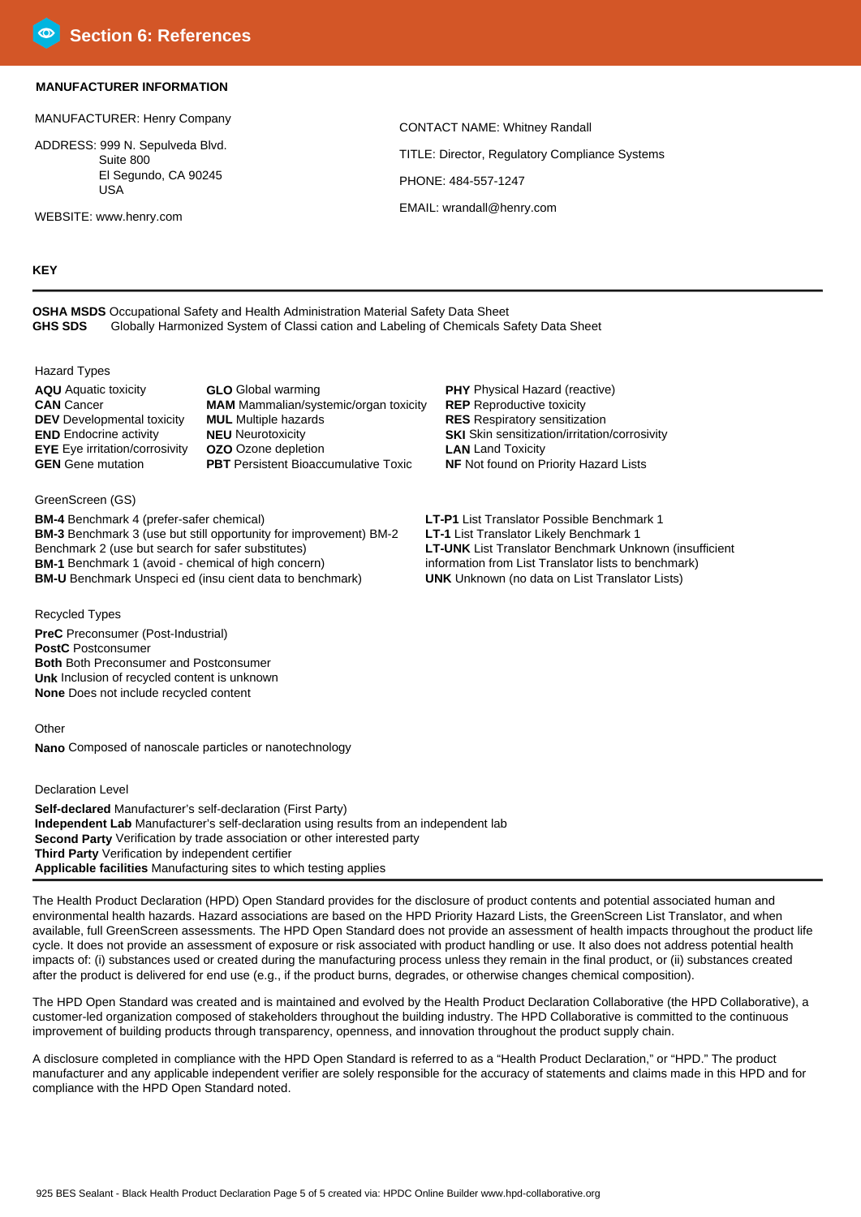# Section 6: References

**MANUFACTURER INFORMATION**

MANUFACTURER: Henry Company

ADDRESS: 999 N. Sepulveda Blvd.
Suite 800
El Segundo, CA 90245
USA

WEBSITE: www.henry.com

CONTACT NAME: Whitney Randall

TITLE: Director, Regulatory Compliance Systems

PHONE: 484-557-1247

EMAIL: wrandall@henry.com

**KEY**

---

**OSHA MSDS** Occupational Safety and Health Administration Material Safety Data Sheet
**GHS SDS** Globally Harmonized System of Classi cation and Labeling of Chemicals Safety Data Sheet

Hazard Types

**AQU** Aquatic toxicity
**CAN** Cancer
**DEV** Developmental toxicity
**END** Endocrine activity
**EYE** Eye irritation/corrosivity
**GEN** Gene mutation
**GLO** Global warming
**MAM** Mammalian/systemic/organ toxicity
**MUL** Multiple hazards
**NEU** Neurotoxicity
**OZO** Ozone depletion
**PBT** Persistent Bioaccumulative Toxic
**PHY** Physical Hazard (reactive)
**REP** Reproductive toxicity
**RES** Respiratory sensitization
**SKI** Skin sensitization/irritation/corrosivity
**LAN** Land Toxicity
**NF** Not found on Priority Hazard Lists

GreenScreen (GS)

**BM-4** Benchmark 4 (prefer-safer chemical)
**BM-3** Benchmark 3 (use but still opportunity for improvement) BM-2 Benchmark 2 (use but search for safer substitutes)
**BM-1** Benchmark 1 (avoid - chemical of high concern)
**BM-U** Benchmark Unspeci ed (insu cient data to benchmark)
**LT-P1** List Translator Possible Benchmark 1
**LT-1** List Translator Likely Benchmark 1
**LT-UNK** List Translator Benchmark Unknown (insufficient information from List Translator lists to benchmark)
**UNK** Unknown (no data on List Translator Lists)

Recycled Types

**PreC** Preconsumer (Post-Industrial)
**PostC** Postconsumer
**Both** Both Preconsumer and Postconsumer
**Unk** Inclusion of recycled content is unknown
**None** Does not include recycled content

Other

**Nano** Composed of nanoscale particles or nanotechnology

Declaration Level

**Self-declared** Manufacturer's self-declaration (First Party)
**Independent Lab** Manufacturer's self-declaration using results from an independent lab
**Second Party** Verification by trade association or other interested party
**Third Party** Verification by independent certifier
**Applicable facilities** Manufacturing sites to which testing applies

---

The Health Product Declaration (HPD) Open Standard provides for the disclosure of product contents and potential associated human and environmental health hazards. Hazard associations are based on the HPD Priority Hazard Lists, the GreenScreen List Translator, and when available, full GreenScreen assessments. The HPD Open Standard does not provide an assessment of health impacts throughout the product life cycle. It does not provide an assessment of exposure or risk associated with product handling or use. It also does not address potential health impacts of: (i) substances used or created during the manufacturing process unless they remain in the final product, or (ii) substances created after the product is delivered for end use (e.g., if the product burns, degrades, or otherwise changes chemical composition).

The HPD Open Standard was created and is maintained and evolved by the Health Product Declaration Collaborative (the HPD Collaborative), a customer-led organization composed of stakeholders throughout the building industry. The HPD Collaborative is committed to the continuous improvement of building products through transparency, openness, and innovation throughout the product supply chain.

A disclosure completed in compliance with the HPD Open Standard is referred to as a "Health Product Declaration," or "HPD." The product manufacturer and any applicable independent verifier are solely responsible for the accuracy of statements and claims made in this HPD and for compliance with the HPD Open Standard noted.